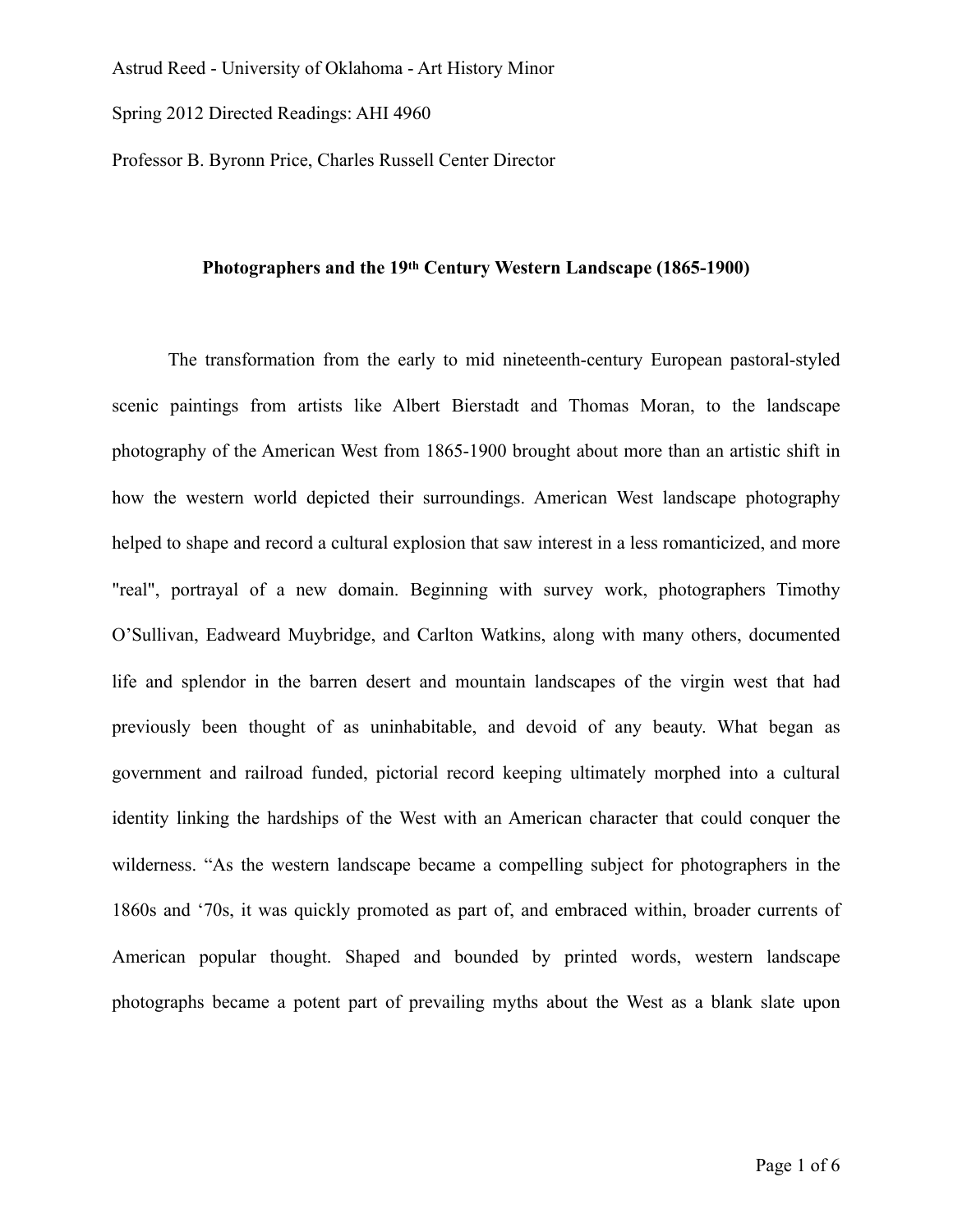Astrud Reed - University of Oklahoma - Art History Minor

Spring 2012 Directed Readings: AHI 4960

Professor B. Byronn Price, Charles Russell Center Director

**Photographers and the 19th Century Western Landscape (1865-1900)**

The transformation from the early to mid nineteenth-century European pastoral-styled scenic paintings from artists like Albert Bierstadt and Thomas Moran, to the landscape photography of the American West from 1865-1900 brought about more than an artistic shift in how the western world depicted their surroundings. American West landscape photography helped to shape and record a cultural explosion that saw interest in a less romanticized, and more "real", portrayal of a new domain. Beginning with survey work, photographers Timothy O'Sullivan, Eadweard Muybridge, and Carlton Watkins, along with many others, documented life and splendor in the barren desert and mountain landscapes of the virgin west that had previously been thought of as uninhabitable, and devoid of any beauty. What began as government and railroad funded, pictorial record keeping ultimately morphed into a cultural identity linking the hardships of the West with an American character that could conquer the wilderness. "As the western landscape became a compelling subject for photographers in the 1860s and '70s, it was quickly promoted as part of, and embraced within, broader currents of American popular thought. Shaped and bounded by printed words, western landscape photographs became a potent part of prevailing myths about the West as a blank slate upon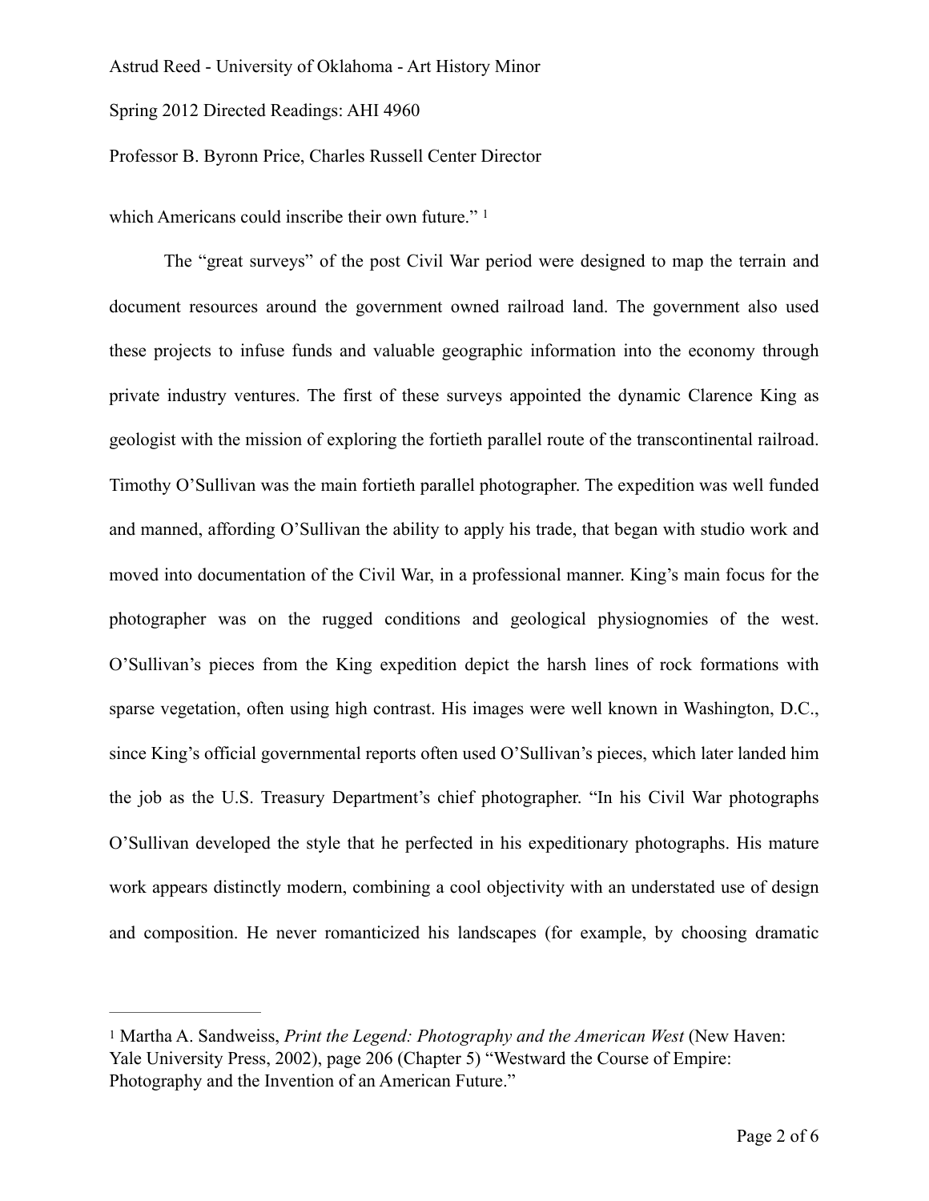which Americans could inscribe their own future." [1]

The "great surveys" of the post Civil War period were designed to map the terrain and document resources around the government owned railroad land. The government also used these projects to infuse funds and valuable geographic information into the economy through private industry ventures. The first of these surveys appointed the dynamic Clarence King as geologist with the mission of exploring the fortieth parallel route of the transcontinental railroad. Timothy O'Sullivan was the main fortieth parallel photographer. The expedition was well funded and manned, affording O'Sullivan the ability to apply his trade, that began with studio work and moved into documentation of the Civil War, in a professional manner. King's main focus for the photographer was on the rugged conditions and geological physiognomies of the west. O'Sullivan's pieces from the King expedition depict the harsh lines of rock formations with sparse vegetation, often using high contrast. His images were well known in Washington, D.C., since King's official governmental reports often used O'Sullivan's pieces, which later landed him the job as the U.S. Treasury Department's chief photographer. "In his Civil War photographs O'Sullivan developed the style that he perfected in his expeditionary photographs. His mature work appears distinctly modern, combining a cool objectivity with an understated use of design and composition. He never romanticized his landscapes (for example, by choosing dramatic

---

[1] Martha A. Sandweiss, *Print the Legend: Photography and the American West* (New Haven: Yale University Press, 2002), page 206 (Chapter 5) "Westward the Course of Empire: Photography and the Invention of an American Future."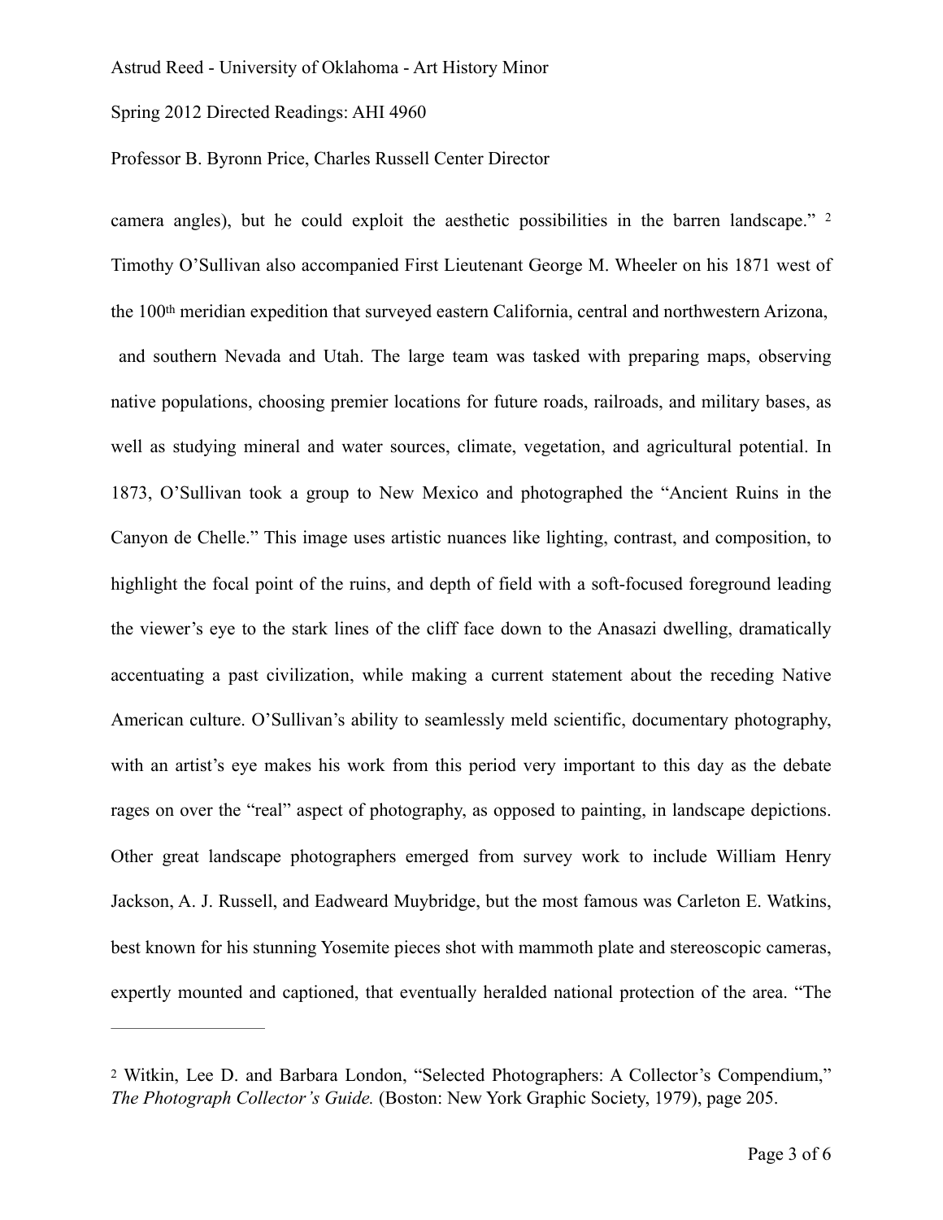camera angles), but he could exploit the aesthetic possibilities in the barren landscape." [2] Timothy O'Sullivan also accompanied First Lieutenant George M. Wheeler on his 1871 west of the 100th meridian expedition that surveyed eastern California, central and northwestern Arizona, and southern Nevada and Utah. The large team was tasked with preparing maps, observing native populations, choosing premier locations for future roads, railroads, and military bases, as well as studying mineral and water sources, climate, vegetation, and agricultural potential. In 1873, O'Sullivan took a group to New Mexico and photographed the "Ancient Ruins in the Canyon de Chelle." This image uses artistic nuances like lighting, contrast, and composition, to highlight the focal point of the ruins, and depth of field with a soft-focused foreground leading the viewer's eye to the stark lines of the cliff face down to the Anasazi dwelling, dramatically accentuating a past civilization, while making a current statement about the receding Native American culture. O'Sullivan's ability to seamlessly meld scientific, documentary photography, with an artist's eye makes his work from this period very important to this day as the debate rages on over the "real" aspect of photography, as opposed to painting, in landscape depictions. Other great landscape photographers emerged from survey work to include William Henry Jackson, A. J. Russell, and Eadweard Muybridge, but the most famous was Carleton E. Watkins, best known for his stunning Yosemite pieces shot with mammoth plate and stereoscopic cameras, expertly mounted and captioned, that eventually heralded national protection of the area. "The

---

[2] Witkin, Lee D. and Barbara London, "Selected Photographers: A Collector's Compendium," *The Photograph Collector's Guide.* (Boston: New York Graphic Society, 1979), page 205.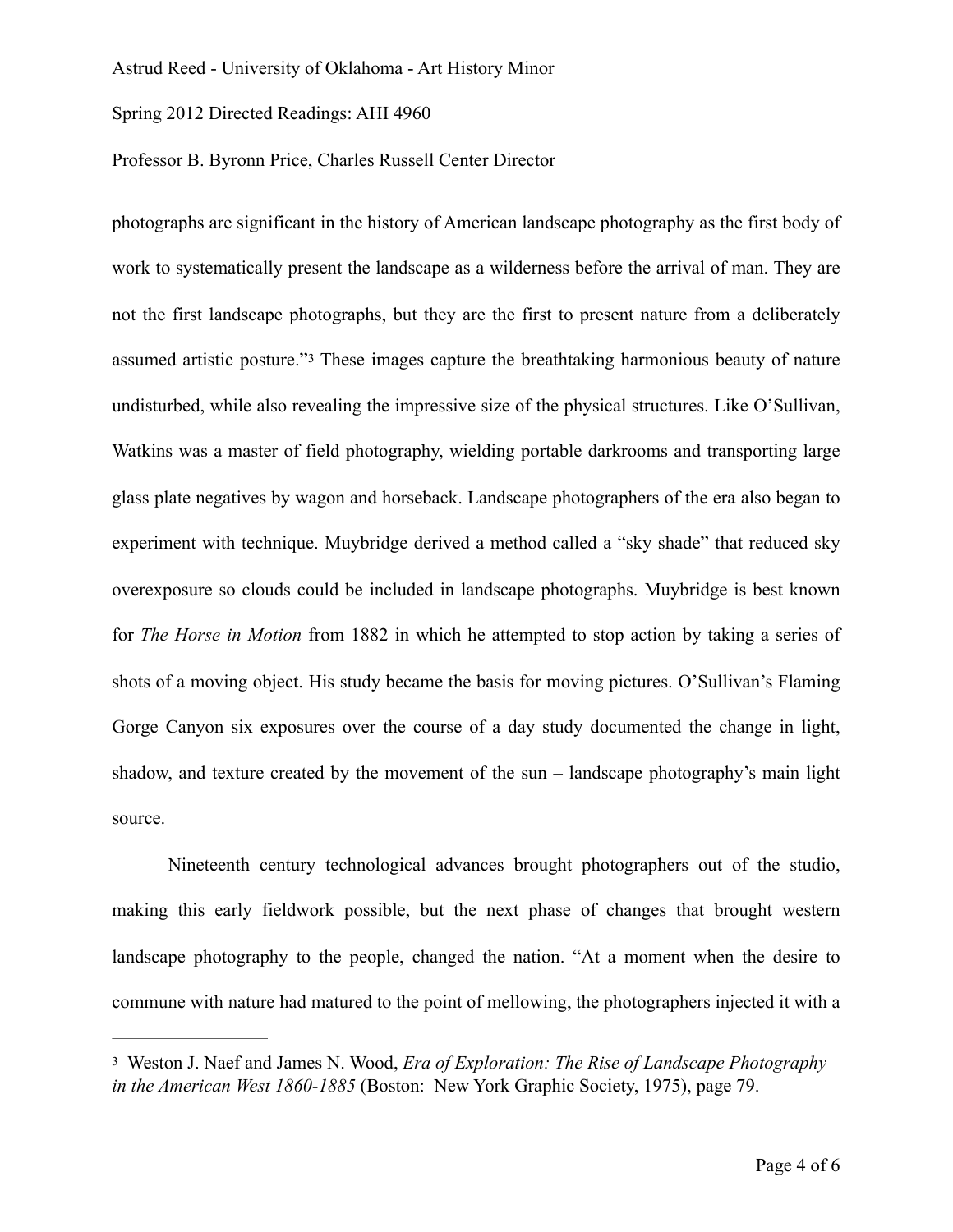photographs are significant in the history of American landscape photography as the first body of work to systematically present the landscape as a wilderness before the arrival of man. They are not the first landscape photographs, but they are the first to present nature from a deliberately assumed artistic posture."[3] These images capture the breathtaking harmonious beauty of nature undisturbed, while also revealing the impressive size of the physical structures. Like O'Sullivan, Watkins was a master of field photography, wielding portable darkrooms and transporting large glass plate negatives by wagon and horseback. Landscape photographers of the era also began to experiment with technique. Muybridge derived a method called a "sky shade" that reduced sky overexposure so clouds could be included in landscape photographs. Muybridge is best known for *The Horse in Motion* from 1882 in which he attempted to stop action by taking a series of shots of a moving object. His study became the basis for moving pictures. O'Sullivan's Flaming Gorge Canyon six exposures over the course of a day study documented the change in light, shadow, and texture created by the movement of the sun – landscape photography's main light source.

Nineteenth century technological advances brought photographers out of the studio, making this early fieldwork possible, but the next phase of changes that brought western landscape photography to the people, changed the nation. "At a moment when the desire to commune with nature had matured to the point of mellowing, the photographers injected it with a

---

[3] Weston J. Naef and James N. Wood, *Era of Exploration: The Rise of Landscape Photography in the American West 1860-1885* (Boston: New York Graphic Society, 1975), page 79.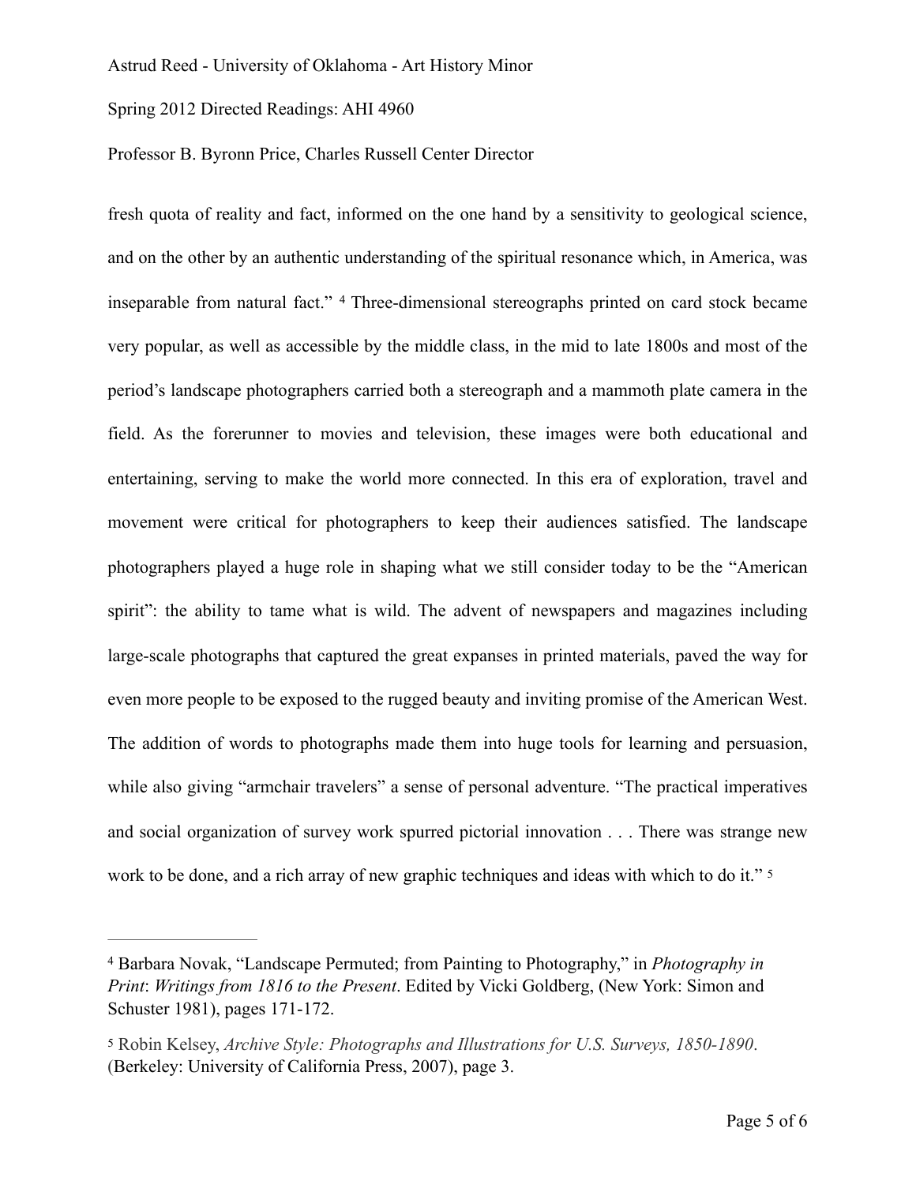fresh quota of reality and fact, informed on the one hand by a sensitivity to geological science, and on the other by an authentic understanding of the spiritual resonance which, in America, was inseparable from natural fact." [4] Three-dimensional stereographs printed on card stock became very popular, as well as accessible by the middle class, in the mid to late 1800s and most of the period's landscape photographers carried both a stereograph and a mammoth plate camera in the field. As the forerunner to movies and television, these images were both educational and entertaining, serving to make the world more connected. In this era of exploration, travel and movement were critical for photographers to keep their audiences satisfied. The landscape photographers played a huge role in shaping what we still consider today to be the "American spirit": the ability to tame what is wild. The advent of newspapers and magazines including large-scale photographs that captured the great expanses in printed materials, paved the way for even more people to be exposed to the rugged beauty and inviting promise of the American West. The addition of words to photographs made them into huge tools for learning and persuasion, while also giving "armchair travelers" a sense of personal adventure. "The practical imperatives and social organization of survey work spurred pictorial innovation . . . There was strange new work to be done, and a rich array of new graphic techniques and ideas with which to do it." [5]

---

[4] Barbara Novak, "Landscape Permuted; from Painting to Photography," in *Photography in Print*: *Writings from 1816 to the Present*. Edited by Vicki Goldberg, (New York: Simon and Schuster 1981), pages 171-172.

[5] Robin Kelsey, *Archive Style: Photographs and Illustrations for U.S. Surveys, 1850-1890*. (Berkeley: University of California Press, 2007), page 3.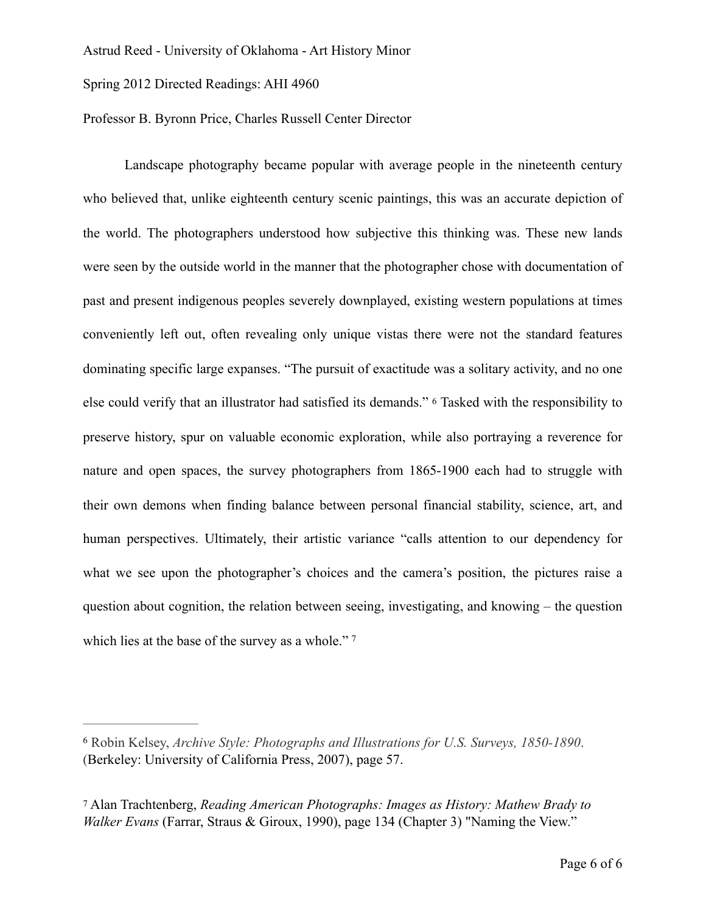Astrud Reed - University of Oklahoma - Art History Minor

Spring 2012 Directed Readings: AHI 4960

Professor B. Byronn Price, Charles Russell Center Director

Landscape photography became popular with average people in the nineteenth century who believed that, unlike eighteenth century scenic paintings, this was an accurate depiction of the world. The photographers understood how subjective this thinking was. These new lands were seen by the outside world in the manner that the photographer chose with documentation of past and present indigenous peoples severely downplayed, existing western populations at times conveniently left out, often revealing only unique vistas there were not the standard features dominating specific large expanses. "The pursuit of exactitude was a solitary activity, and no one else could verify that an illustrator had satisfied its demands." [6] Tasked with the responsibility to preserve history, spur on valuable economic exploration, while also portraying a reverence for nature and open spaces, the survey photographers from 1865-1900 each had to struggle with their own demons when finding balance between personal financial stability, science, art, and human perspectives. Ultimately, their artistic variance "calls attention to our dependency for what we see upon the photographer's choices and the camera's position, the pictures raise a question about cognition, the relation between seeing, investigating, and knowing – the question which lies at the base of the survey as a whole." [7]

---

[6] Robin Kelsey, *Archive Style: Photographs and Illustrations for U.S. Surveys, 1850-1890*. (Berkeley: University of California Press, 2007), page 57.

[7] Alan Trachtenberg, *Reading American Photographs: Images as History: Mathew Brady to Walker Evans* (Farrar, Straus & Giroux, 1990), page 134 (Chapter 3) "Naming the View."